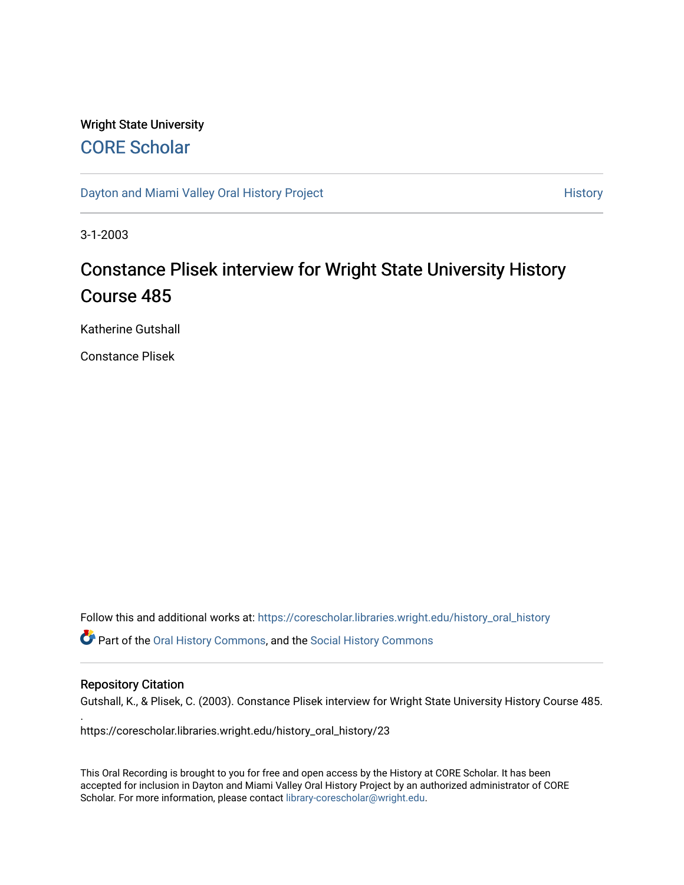Wright State University

# CORE Scholar

Dayton and Miami Valley Oral History Project

History

3-1-2003

## Constance Plisek interview for Wright State University History Course 485

Katherine Gutshall

Constance Plisek

Follow this and additional works at: https://corescholar.libraries.wright.edu/history_oral_history

Part of the Oral History Commons, and the Social History Commons

### Repository Citation

Gutshall, K., & Plisek, C. (2003). Constance Plisek interview for Wright State University History Course 485.
.
https://corescholar.libraries.wright.edu/history_oral_history/23

This Oral Recording is brought to you for free and open access by the History at CORE Scholar. It has been accepted for inclusion in Dayton and Miami Valley Oral History Project by an authorized administrator of CORE Scholar. For more information, please contact library-corescholar@wright.edu.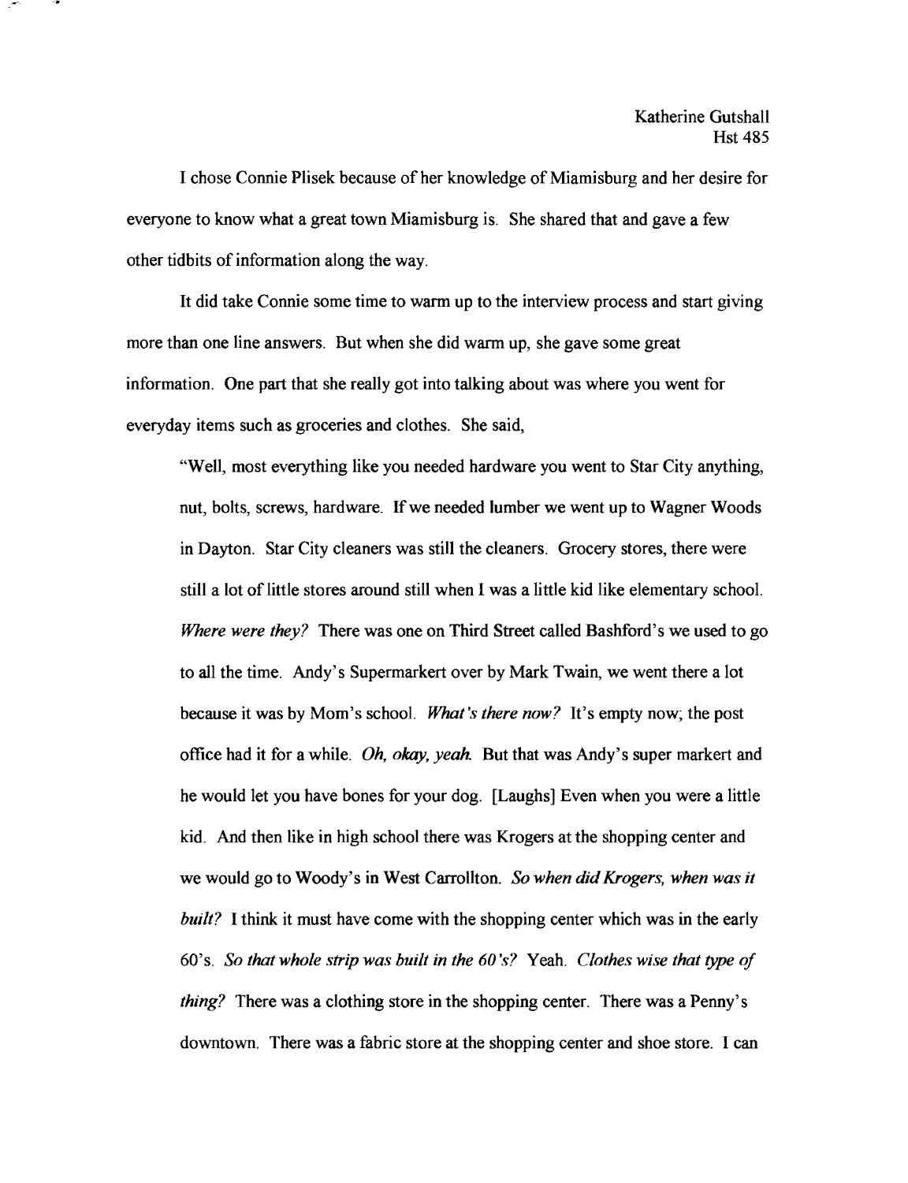Katherine Gutshall
Hst 485

I chose Connie Plisek because of her knowledge of Miamisburg and her desire for everyone to know what a great town Miamisburg is. She shared that and gave a few other tidbits of information along the way.

It did take Connie some time to warm up to the interview process and start giving more than one line answers. But when she did warm up, she gave some great information. One part that she really got into talking about was where you went for everyday items such as groceries and clothes. She said,

> "Well, most everything like you needed hardware you went to Star City anything, nut, bolts, screws, hardware. If we needed lumber we went up to Wagner Woods in Dayton. Star City cleaners was still the cleaners. Grocery stores, there were still a lot of little stores around still when I was a little kid like elementary school. *Where were they?* There was one on Third Street called Bashford's we used to go to all the time. Andy's Supermarkert over by Mark Twain, we went there a lot because it was by Mom's school. *What's there now?* It's empty now; the post office had it for a while. *Oh, okay, yeah.* But that was Andy's super markert and he would let you have bones for your dog. [Laughs] Even when you were a little kid. And then like in high school there was Krogers at the shopping center and we would go to Woody's in West Carrollton. *So when did Krogers, when was it built?* I think it must have come with the shopping center which was in the early 60's. *So that whole strip was built in the 60's?* Yeah. *Clothes wise that type of thing?* There was a clothing store in the shopping center. There was a Penny's downtown. There was a fabric store at the shopping center and shoe store. I can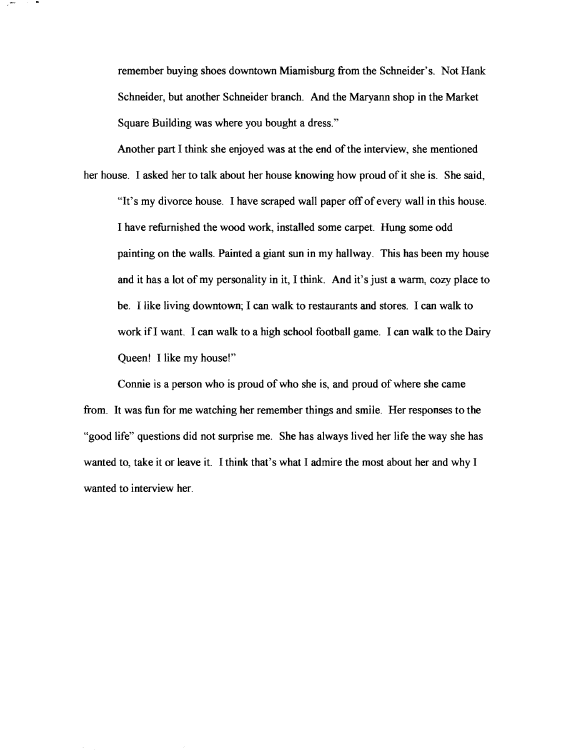remember buying shoes downtown Miamisburg from the Schneider's. Not Hank Schneider, but another Schneider branch. And the Maryann shop in the Market Square Building was where you bought a dress."

Another part I think she enjoyed was at the end of the interview, she mentioned her house. I asked her to talk about her house knowing how proud of it she is. She said,

> "It's my divorce house. I have scraped wall paper off of every wall in this house. I have refurnished the wood work, installed some carpet. Hung some odd painting on the walls. Painted a giant sun in my hallway. This has been my house and it has a lot of my personality in it, I think. And it's just a warm, cozy place to be. I like living downtown; I can walk to restaurants and stores. I can walk to work if I want. I can walk to a high school football game. I can walk to the Dairy Queen! I like my house!"

Connie is a person who is proud of who she is, and proud of where she came from. It was fun for me watching her remember things and smile. Her responses to the "good life" questions did not surprise me. She has always lived her life the way she has wanted to, take it or leave it. I think that's what I admire the most about her and why I wanted to interview her.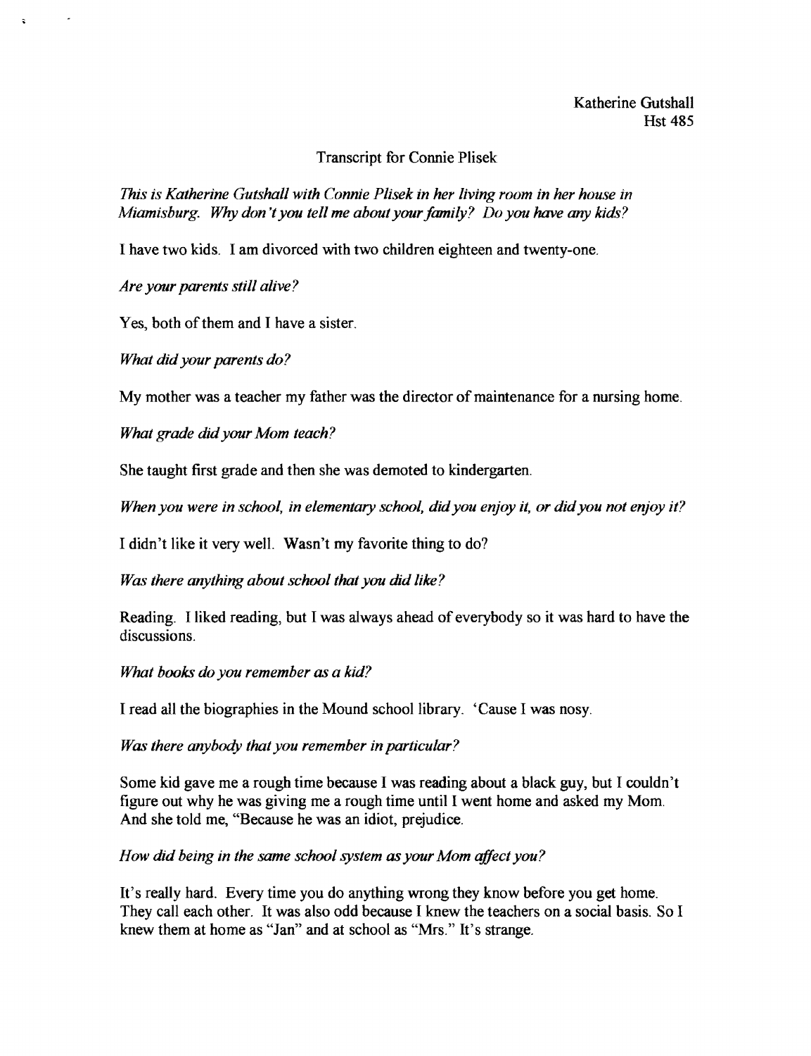Katherine Gutshall
Hst 485

Transcript for Connie Plisek

*This is Katherine Gutshall with Connie Plisek in her living room in her house in Miamisburg. Why don't you tell me about your family? Do you have any kids?*

I have two kids. I am divorced with two children eighteen and twenty-one.

*Are your parents still alive?*

Yes, both of them and I have a sister.

*What did your parents do?*

My mother was a teacher my father was the director of maintenance for a nursing home.

*What grade did your Mom teach?*

She taught first grade and then she was demoted to kindergarten.

*When you were in school, in elementary school, did you enjoy it, or did you not enjoy it?*

I didn't like it very well. Wasn't my favorite thing to do?

*Was there anything about school that you did like?*

Reading. I liked reading, but I was always ahead of everybody so it was hard to have the discussions.

*What books do you remember as a kid?*

I read all the biographies in the Mound school library. 'Cause I was nosy.

*Was there anybody that you remember in particular?*

Some kid gave me a rough time because I was reading about a black guy, but I couldn't figure out why he was giving me a rough time until I went home and asked my Mom. And she told me, "Because he was an idiot, prejudice.

*How did being in the same school system as your Mom affect you?*

It's really hard. Every time you do anything wrong they know before you get home. They call each other. It was also odd because I knew the teachers on a social basis. So I knew them at home as "Jan" and at school as "Mrs." It's strange.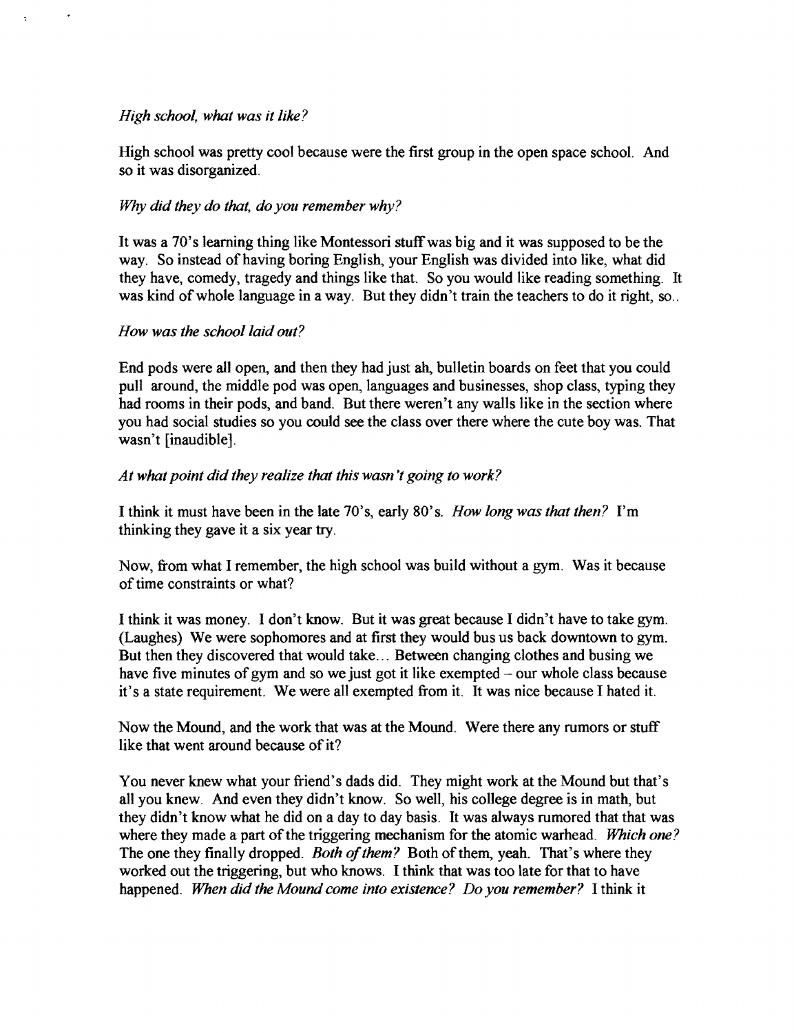*High school, what was it like?*

High school was pretty cool because were the first group in the open space school. And so it was disorganized.

*Why did they do that, do you remember why?*

It was a 70's learning thing like Montessori stuff was big and it was supposed to be the way. So instead of having boring English, your English was divided into like, what did they have, comedy, tragedy and things like that. So you would like reading something. It was kind of whole language in a way. But they didn't train the teachers to do it right, so..

*How was the school laid out?*

End pods were all open, and then they had just ah, bulletin boards on feet that you could pull around, the middle pod was open, languages and businesses, shop class, typing they had rooms in their pods, and band. But there weren't any walls like in the section where you had social studies so you could see the class over there where the cute boy was. That wasn't [inaudible].

*At what point did they realize that this wasn't going to work?*

I think it must have been in the late 70's, early 80's. *How long was that then?* I'm thinking they gave it a six year try.

Now, from what I remember, the high school was build without a gym. Was it because of time constraints or what?

I think it was money. I don't know. But it was great because I didn't have to take gym. (Laughes) We were sophomores and at first they would bus us back downtown to gym. But then they discovered that would take... Between changing clothes and busing we have five minutes of gym and so we just got it like exempted – our whole class because it's a state requirement. We were all exempted from it. It was nice because I hated it.

Now the Mound, and the work that was at the Mound. Were there any rumors or stuff like that went around because of it?

You never knew what your friend's dads did. They might work at the Mound but that's all you knew. And even they didn't know. So well, his college degree is in math, but they didn't know what he did on a day to day basis. It was always rumored that that was where they made a part of the triggering mechanism for the atomic warhead. *Which one?* The one they finally dropped. *Both of them?* Both of them, yeah. That's where they worked out the triggering, but who knows. I think that was too late for that to have happened. *When did the Mound come into existence? Do you remember?* I think it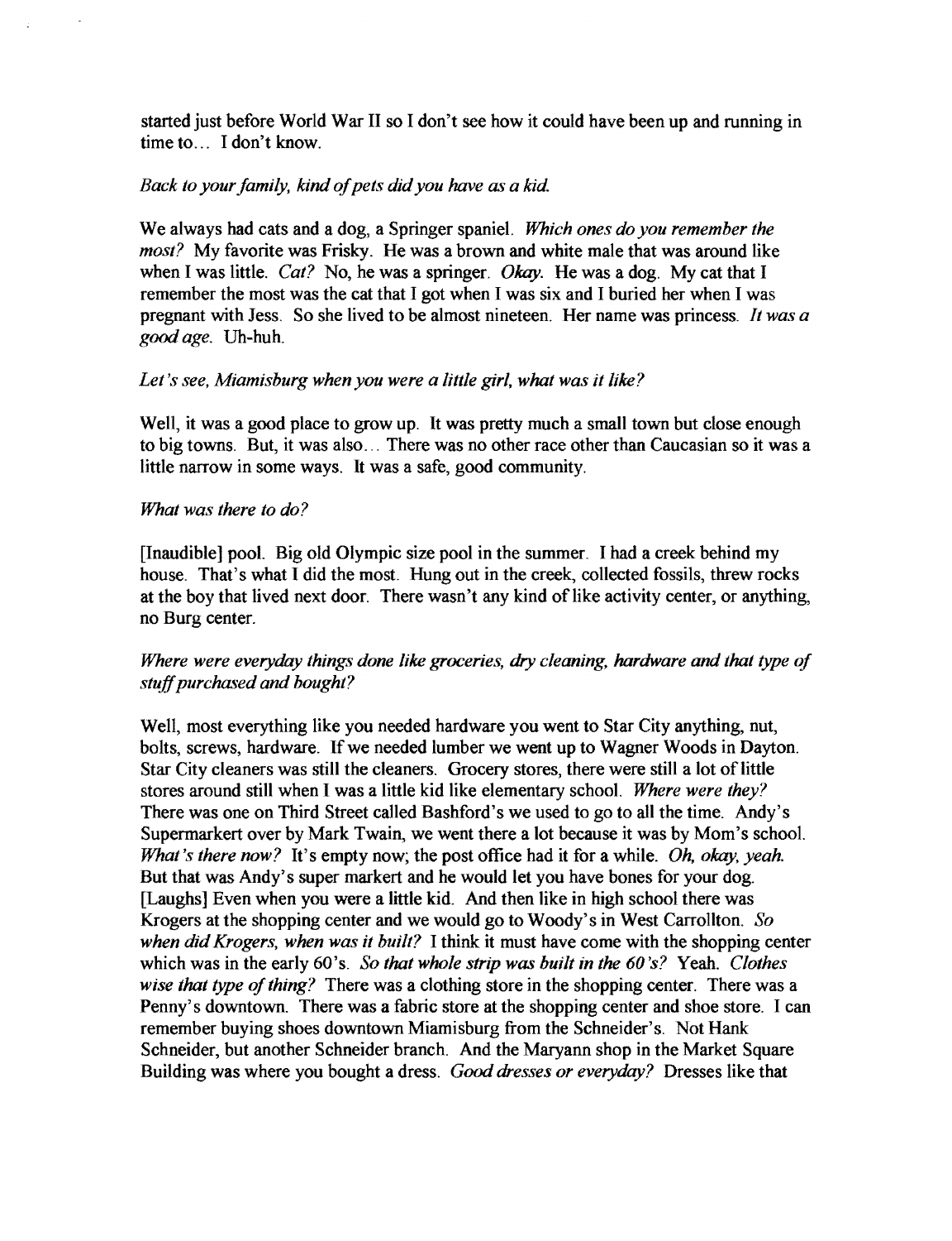started just before World War II so I don't see how it could have been up and running in time to… I don't know.

*Back to your family, kind of pets did you have as a kid.*

We always had cats and a dog, a Springer spaniel. *Which ones do you remember the most?* My favorite was Frisky. He was a brown and white male that was around like when I was little. *Cat?* No, he was a springer. *Okay.* He was a dog. My cat that I remember the most was the cat that I got when I was six and I buried her when I was pregnant with Jess. So she lived to be almost nineteen. Her name was princess. *It was a good age.* Uh-huh.

*Let's see, Miamisburg when you were a little girl, what was it like?*

Well, it was a good place to grow up. It was pretty much a small town but close enough to big towns. But, it was also… There was no other race other than Caucasian so it was a little narrow in some ways. It was a safe, good community.

*What was there to do?*

[Inaudible] pool. Big old Olympic size pool in the summer. I had a creek behind my house. That's what I did the most. Hung out in the creek, collected fossils, threw rocks at the boy that lived next door. There wasn't any kind of like activity center, or anything, no Burg center.

*Where were everyday things done like groceries, dry cleaning, hardware and that type of stuff purchased and bought?*

Well, most everything like you needed hardware you went to Star City anything, nut, bolts, screws, hardware. If we needed lumber we went up to Wagner Woods in Dayton. Star City cleaners was still the cleaners. Grocery stores, there were still a lot of little stores around still when I was a little kid like elementary school. *Where were they?* There was one on Third Street called Bashford's we used to go to all the time. Andy's Supermarkert over by Mark Twain, we went there a lot because it was by Mom's school. *What's there now?* It's empty now; the post office had it for a while. *Oh, okay, yeah.* But that was Andy's super markert and he would let you have bones for your dog. [Laughs] Even when you were a little kid. And then like in high school there was Krogers at the shopping center and we would go to Woody's in West Carrollton. *So when did Krogers, when was it built?* I think it must have come with the shopping center which was in the early 60's. *So that whole strip was built in the 60's?* Yeah. *Clothes wise that type of thing?* There was a clothing store in the shopping center. There was a Penny's downtown. There was a fabric store at the shopping center and shoe store. I can remember buying shoes downtown Miamisburg from the Schneider's. Not Hank Schneider, but another Schneider branch. And the Maryann shop in the Market Square Building was where you bought a dress. *Good dresses or everyday?* Dresses like that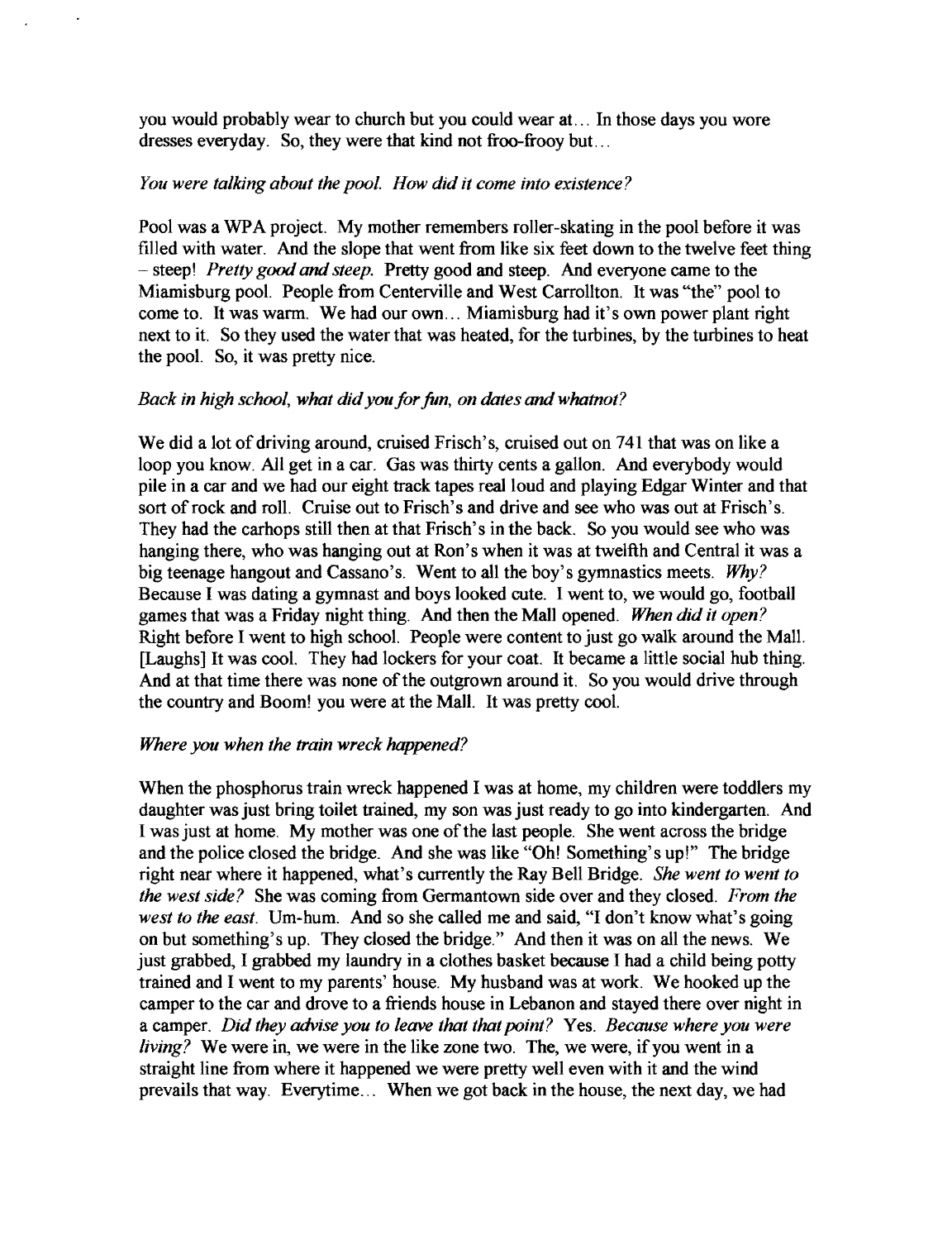you would probably wear to church but you could wear at… In those days you wore dresses everyday. So, they were that kind not froo-frooy but…

*You were talking about the pool. How did it come into existence?*

Pool was a WPA project. My mother remembers roller-skating in the pool before it was filled with water. And the slope that went from like six feet down to the twelve feet thing – steep! *Pretty good and steep.* Pretty good and steep. And everyone came to the Miamisburg pool. People from Centerville and West Carrollton. It was "the" pool to come to. It was warm. We had our own… Miamisburg had it's own power plant right next to it. So they used the water that was heated, for the turbines, by the turbines to heat the pool. So, it was pretty nice.

*Back in high school, what did you for fun, on dates and whatnot?*

We did a lot of driving around, cruised Frisch's, cruised out on 741 that was on like a loop you know. All get in a car. Gas was thirty cents a gallon. And everybody would pile in a car and we had our eight track tapes real loud and playing Edgar Winter and that sort of rock and roll. Cruise out to Frisch's and drive and see who was out at Frisch's. They had the carhops still then at that Frisch's in the back. So you would see who was hanging there, who was hanging out at Ron's when it was at twelfth and Central it was a big teenage hangout and Cassano's. Went to all the boy's gymnastics meets. *Why?* Because I was dating a gymnast and boys looked cute. I went to, we would go, football games that was a Friday night thing. And then the Mall opened. *When did it open?* Right before I went to high school. People were content to just go walk around the Mall. [Laughs] It was cool. They had lockers for your coat. It became a little social hub thing. And at that time there was none of the outgrown around it. So you would drive through the country and Boom! you were at the Mall. It was pretty cool.

*Where you when the train wreck happened?*

When the phosphorus train wreck happened I was at home, my children were toddlers my daughter was just bring toilet trained, my son was just ready to go into kindergarten. And I was just at home. My mother was one of the last people. She went across the bridge and the police closed the bridge. And she was like "Oh! Something's up!" The bridge right near where it happened, what's currently the Ray Bell Bridge. *She went to went to the west side?* She was coming from Germantown side over and they closed. *From the west to the east.* Um-hum. And so she called me and said, "I don't know what's going on but something's up. They closed the bridge." And then it was on all the news. We just grabbed, I grabbed my laundry in a clothes basket because I had a child being potty trained and I went to my parents' house. My husband was at work. We hooked up the camper to the car and drove to a friends house in Lebanon and stayed there over night in a camper. *Did they advise you to leave that that point?* Yes. *Because where you were living?* We were in, we were in the like zone two. The, we were, if you went in a straight line from where it happened we were pretty well even with it and the wind prevails that way. Everytime… When we got back in the house, the next day, we had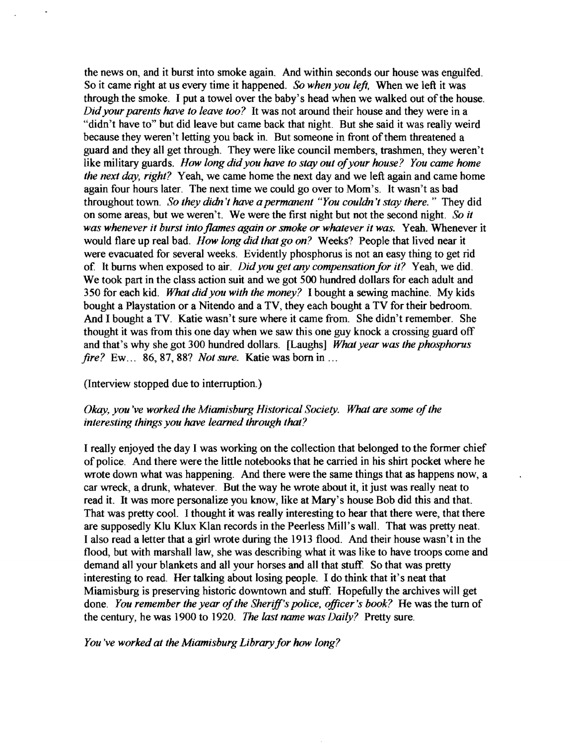the news on, and it burst into smoke again. And within seconds our house was engulfed. So it came right at us every time it happened. *So when you left,* When we left it was through the smoke. I put a towel over the baby's head when we walked out of the house. *Did your parents have to leave too?* It was not around their house and they were in a "didn't have to" but did leave but came back that night. But she said it was really weird because they weren't letting you back in. But someone in front of them threatened a guard and they all get through. They were like council members, trashmen, they weren't like military guards. *How long did you have to stay out of your house? You came home the next day, right?* Yeah, we came home the next day and we left again and came home again four hours later. The next time we could go over to Mom's. It wasn't as bad throughout town. *So they didn't have a permanent "You couldn't stay there."* They did on some areas, but we weren't. We were the first night but not the second night. *So it was whenever it burst into flames again or smoke or whatever it was.* Yeah. Whenever it would flare up real bad. *How long did that go on?* Weeks? People that lived near it were evacuated for several weeks. Evidently phosphorus is not an easy thing to get rid of. It burns when exposed to air. *Did you get any compensation for it?* Yeah, we did. We took part in the class action suit and we got 500 hundred dollars for each adult and 350 for each kid. *What did you with the money?* I bought a sewing machine. My kids bought a Playstation or a Nitendo and a TV, they each bought a TV for their bedroom. And I bought a TV. Katie wasn't sure where it came from. She didn't remember. She thought it was from this one day when we saw this one guy knock a crossing guard off and that's why she got 300 hundred dollars. [Laughs] *What year was the phosphorus fire?* Ew… 86, 87, 88? *Not sure.* Katie was born in …

(Interview stopped due to interruption.)

*Okay, you've worked the Miamisburg Historical Society. What are some of the interesting things you have learned through that?*

I really enjoyed the day I was working on the collection that belonged to the former chief of police. And there were the little notebooks that he carried in his shirt pocket where he wrote down what was happening. And there were the same things that as happens now, a car wreck, a drunk, whatever. But the way he wrote about it, it just was really neat to read it. It was more personalize you know, like at Mary's house Bob did this and that. That was pretty cool. I thought it was really interesting to hear that there were, that there are supposedly Klu Klux Klan records in the Peerless Mill's wall. That was pretty neat. I also read a letter that a girl wrote during the 1913 flood. And their house wasn't in the flood, but with marshall law, she was describing what it was like to have troops come and demand all your blankets and all your horses and all that stuff. So that was pretty interesting to read. Her talking about losing people. I do think that it's neat that Miamisburg is preserving historic downtown and stuff. Hopefully the archives will get done. *You remember the year of the Sheriff's police, officer's book?* He was the turn of the century, he was 1900 to 1920. *The last name was Daily?* Pretty sure.

*You've worked at the Miamisburg Library for how long?*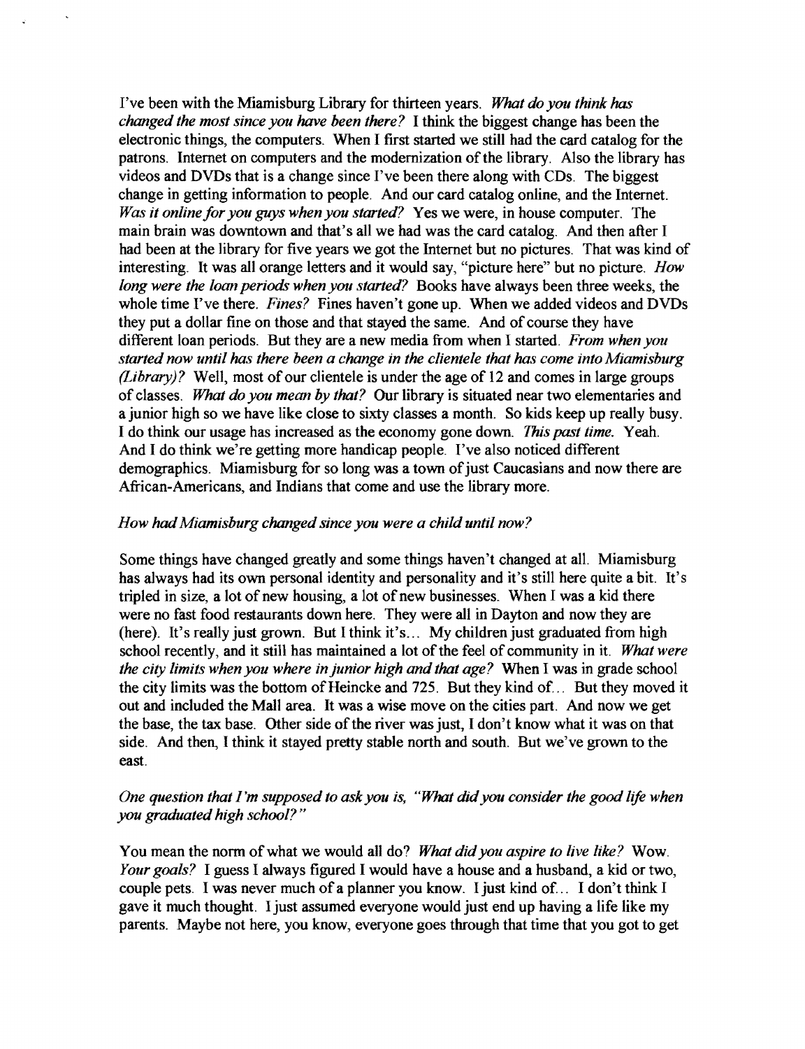I've been with the Miamisburg Library for thirteen years. *What do you think has changed the most since you have been there?* I think the biggest change has been the electronic things, the computers. When I first started we still had the card catalog for the patrons. Internet on computers and the modernization of the library. Also the library has videos and DVDs that is a change since I've been there along with CDs. The biggest change in getting information to people. And our card catalog online, and the Internet. *Was it online for you guys when you started?* Yes we were, in house computer. The main brain was downtown and that's all we had was the card catalog. And then after I had been at the library for five years we got the Internet but no pictures. That was kind of interesting. It was all orange letters and it would say, "picture here" but no picture. *How long were the loan periods when you started?* Books have always been three weeks, the whole time I've there. *Fines?* Fines haven't gone up. When we added videos and DVDs they put a dollar fine on those and that stayed the same. And of course they have different loan periods. But they are a new media from when I started. *From when you started now until has there been a change in the clientele that has come into Miamisburg (Library)?* Well, most of our clientele is under the age of 12 and comes in large groups of classes. *What do you mean by that?* Our library is situated near two elementaries and a junior high so we have like close to sixty classes a month. So kids keep up really busy. I do think our usage has increased as the economy gone down. *This past time.* Yeah. And I do think we're getting more handicap people. I've also noticed different demographics. Miamisburg for so long was a town of just Caucasians and now there are African-Americans, and Indians that come and use the library more.

*How had Miamisburg changed since you were a child until now?*

Some things have changed greatly and some things haven't changed at all. Miamisburg has always had its own personal identity and personality and it's still here quite a bit. It's tripled in size, a lot of new housing, a lot of new businesses. When I was a kid there were no fast food restaurants down here. They were all in Dayton and now they are (here). It's really just grown. But I think it's... My children just graduated from high school recently, and it still has maintained a lot of the feel of community in it. *What were the city limits when you where in junior high and that age?* When I was in grade school the city limits was the bottom of Heincke and 725. But they kind of... But they moved it out and included the Mall area. It was a wise move on the cities part. And now we get the base, the tax base. Other side of the river was just, I don't know what it was on that side. And then, I think it stayed pretty stable north and south. But we've grown to the east.

*One question that I'm supposed to ask you is, "What did you consider the good life when you graduated high school?"*

You mean the norm of what we would all do? *What did you aspire to live like?* Wow. *Your goals?* I guess I always figured I would have a house and a husband, a kid or two, couple pets. I was never much of a planner you know. I just kind of... I don't think I gave it much thought. I just assumed everyone would just end up having a life like my parents. Maybe not here, you know, everyone goes through that time that you got to get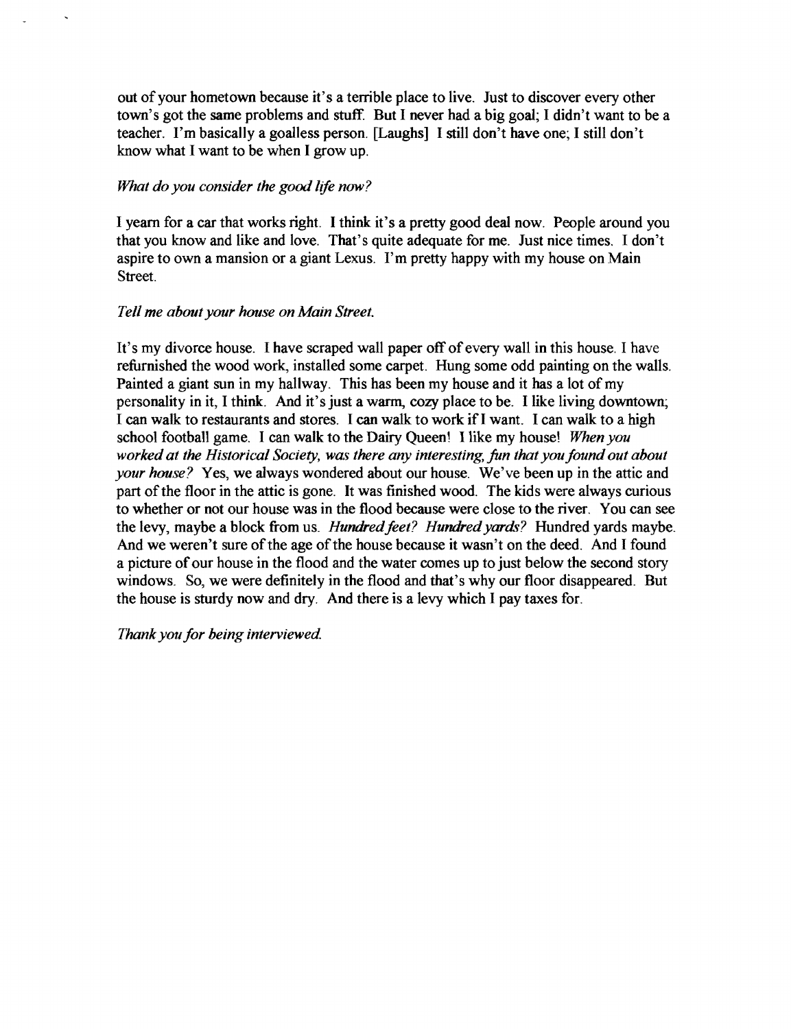out of your hometown because it's a terrible place to live. Just to discover every other town's got the same problems and stuff. But I never had a big goal; I didn't want to be a teacher. I'm basically a goalless person. [Laughs] I still don't have one; I still don't know what I want to be when I grow up.

*What do you consider the good life now?*

I yearn for a car that works right. I think it's a pretty good deal now. People around you that you know and like and love. That's quite adequate for me. Just nice times. I don't aspire to own a mansion or a giant Lexus. I'm pretty happy with my house on Main Street.

*Tell me about your house on Main Street.*

It's my divorce house. I have scraped wall paper off of every wall in this house. I have refurnished the wood work, installed some carpet. Hung some odd painting on the walls. Painted a giant sun in my hallway. This has been my house and it has a lot of my personality in it, I think. And it's just a warm, cozy place to be. I like living downtown; I can walk to restaurants and stores. I can walk to work if I want. I can walk to a high school football game. I can walk to the Dairy Queen! I like my house! *When you worked at the Historical Society, was there any interesting, fun that you found out about your house?* Yes, we always wondered about our house. We've been up in the attic and part of the floor in the attic is gone. It was finished wood. The kids were always curious to whether or not our house was in the flood because were close to the river. You can see the levy, maybe a block from us. *Hundred feet? Hundred yards?* Hundred yards maybe. And we weren't sure of the age of the house because it wasn't on the deed. And I found a picture of our house in the flood and the water comes up to just below the second story windows. So, we were definitely in the flood and that's why our floor disappeared. But the house is sturdy now and dry. And there is a levy which I pay taxes for.

*Thank you for being interviewed.*